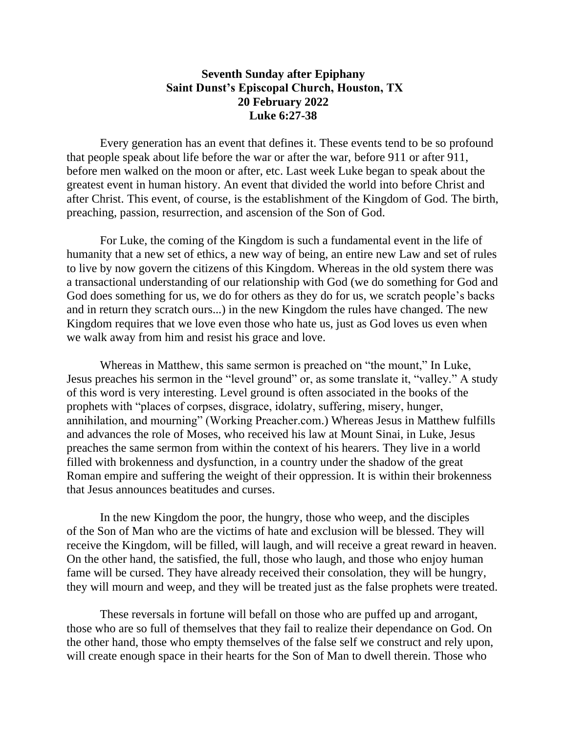**Seventh Sunday after Epiphany**
**Saint Dunst's Episcopal Church, Houston, TX**
**20 February 2022**
**Luke 6:27-38**

Every generation has an event that defines it. These events tend to be so profound that people speak about life before the war or after the war, before 911 or after 911, before men walked on the moon or after, etc. Last week Luke began to speak about the greatest event in human history. An event that divided the world into before Christ and after Christ. This event, of course, is the establishment of the Kingdom of God. The birth, preaching, passion, resurrection, and ascension of the Son of God.

For Luke, the coming of the Kingdom is such a fundamental event in the life of humanity that a new set of ethics, a new way of being, an entire new Law and set of rules to live by now govern the citizens of this Kingdom. Whereas in the old system there was a transactional understanding of our relationship with God (we do something for God and God does something for us, we do for others as they do for us, we scratch people's backs and in return they scratch ours...) in the new Kingdom the rules have changed. The new Kingdom requires that we love even those who hate us, just as God loves us even when we walk away from him and resist his grace and love.

Whereas in Matthew, this same sermon is preached on "the mount," In Luke, Jesus preaches his sermon in the "level ground" or, as some translate it, "valley." A study of this word is very interesting. Level ground is often associated in the books of the prophets with "places of corpses, disgrace, idolatry, suffering, misery, hunger, annihilation, and mourning" (Working Preacher.com.) Whereas Jesus in Matthew fulfills and advances the role of Moses, who received his law at Mount Sinai, in Luke, Jesus preaches the same sermon from within the context of his hearers. They live in a world filled with brokenness and dysfunction, in a country under the shadow of the great Roman empire and suffering the weight of their oppression. It is within their brokenness that Jesus announces beatitudes and curses.

In the new Kingdom the poor, the hungry, those who weep, and the disciples of the Son of Man who are the victims of hate and exclusion will be blessed. They will receive the Kingdom, will be filled, will laugh, and will receive a great reward in heaven. On the other hand, the satisfied, the full, those who laugh, and those who enjoy human fame will be cursed. They have already received their consolation, they will be hungry, they will mourn and weep, and they will be treated just as the false prophets were treated.

These reversals in fortune will befall on those who are puffed up and arrogant, those who are so full of themselves that they fail to realize their dependance on God. On the other hand, those who empty themselves of the false self we construct and rely upon, will create enough space in their hearts for the Son of Man to dwell therein. Those who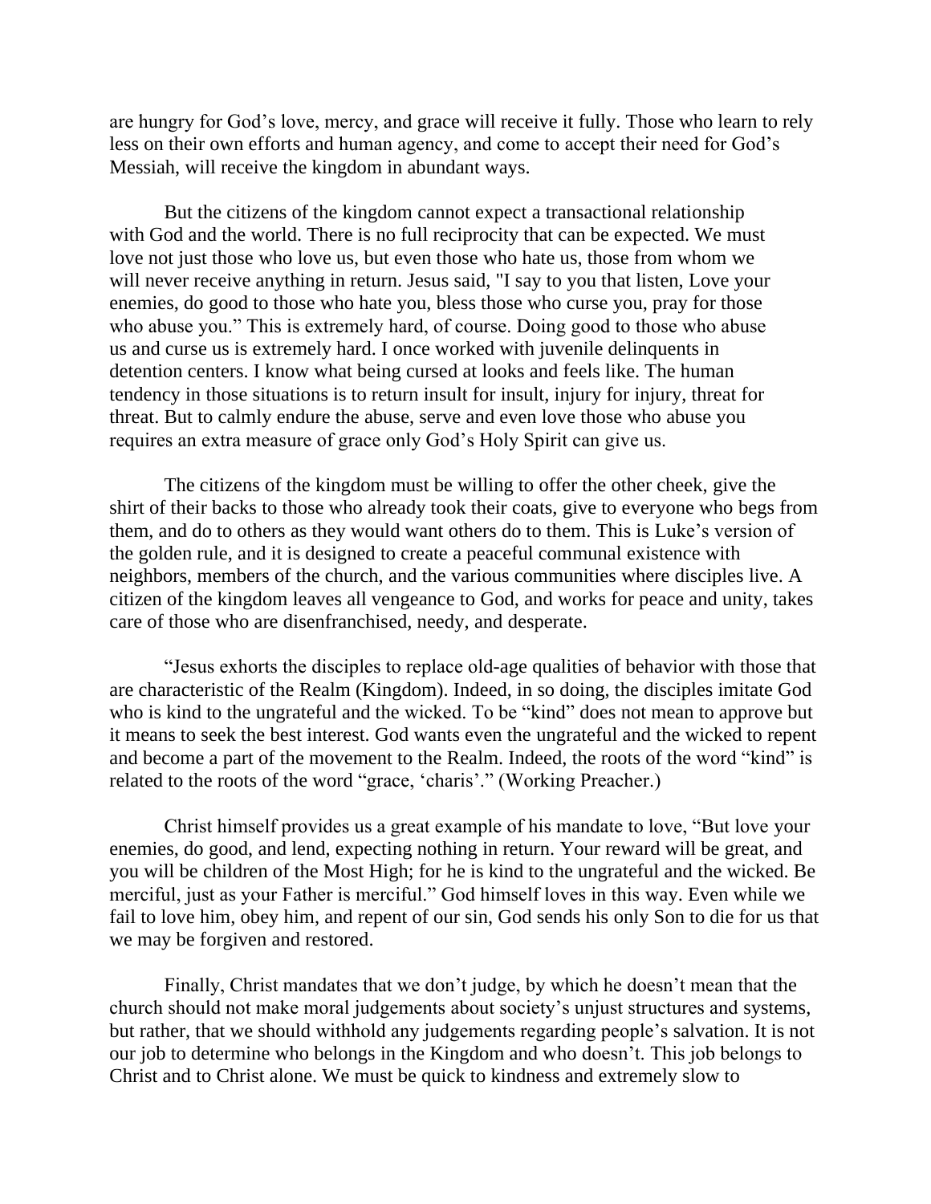are hungry for God's love, mercy, and grace will receive it fully. Those who learn to rely less on their own efforts and human agency, and come to accept their need for God's Messiah, will receive the kingdom in abundant ways.

But the citizens of the kingdom cannot expect a transactional relationship with God and the world. There is no full reciprocity that can be expected. We must love not just those who love us, but even those who hate us, those from whom we will never receive anything in return. Jesus said, "I say to you that listen, Love your enemies, do good to those who hate you, bless those who curse you, pray for those who abuse you." This is extremely hard, of course. Doing good to those who abuse us and curse us is extremely hard. I once worked with juvenile delinquents in detention centers. I know what being cursed at looks and feels like. The human tendency in those situations is to return insult for insult, injury for injury, threat for threat. But to calmly endure the abuse, serve and even love those who abuse you requires an extra measure of grace only God's Holy Spirit can give us.

The citizens of the kingdom must be willing to offer the other cheek, give the shirt of their backs to those who already took their coats, give to everyone who begs from them, and do to others as they would want others do to them. This is Luke's version of the golden rule, and it is designed to create a peaceful communal existence with neighbors, members of the church, and the various communities where disciples live. A citizen of the kingdom leaves all vengeance to God, and works for peace and unity, takes care of those who are disenfranchised, needy, and desperate.

"Jesus exhorts the disciples to replace old-age qualities of behavior with those that are characteristic of the Realm (Kingdom). Indeed, in so doing, the disciples imitate God who is kind to the ungrateful and the wicked. To be "kind" does not mean to approve but it means to seek the best interest. God wants even the ungrateful and the wicked to repent and become a part of the movement to the Realm. Indeed, the roots of the word "kind" is related to the roots of the word "grace, 'charis'." (Working Preacher.)

Christ himself provides us a great example of his mandate to love, "But love your enemies, do good, and lend, expecting nothing in return. Your reward will be great, and you will be children of the Most High; for he is kind to the ungrateful and the wicked. Be merciful, just as your Father is merciful." God himself loves in this way. Even while we fail to love him, obey him, and repent of our sin, God sends his only Son to die for us that we may be forgiven and restored.

Finally, Christ mandates that we don't judge, by which he doesn't mean that the church should not make moral judgements about society's unjust structures and systems, but rather, that we should withhold any judgements regarding people's salvation. It is not our job to determine who belongs in the Kingdom and who doesn't. This job belongs to Christ and to Christ alone. We must be quick to kindness and extremely slow to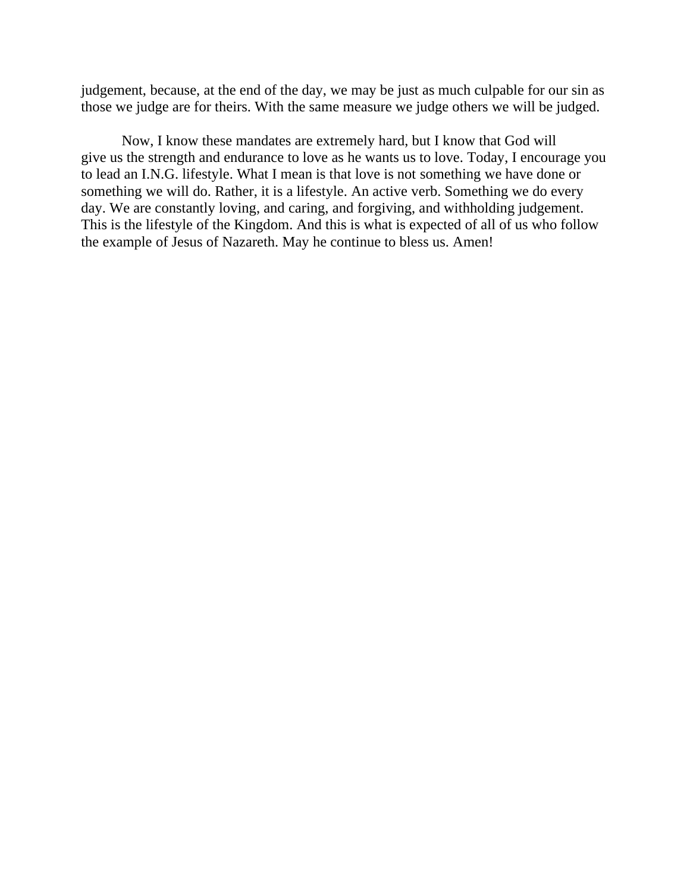judgement, because, at the end of the day, we may be just as much culpable for our sin as those we judge are for theirs. With the same measure we judge others we will be judged.

Now, I know these mandates are extremely hard, but I know that God will give us the strength and endurance to love as he wants us to love. Today, I encourage you to lead an I.N.G. lifestyle. What I mean is that love is not something we have done or something we will do. Rather, it is a lifestyle. An active verb. Something we do every day. We are constantly loving, and caring, and forgiving, and withholding judgement. This is the lifestyle of the Kingdom. And this is what is expected of all of us who follow the example of Jesus of Nazareth. May he continue to bless us. Amen!